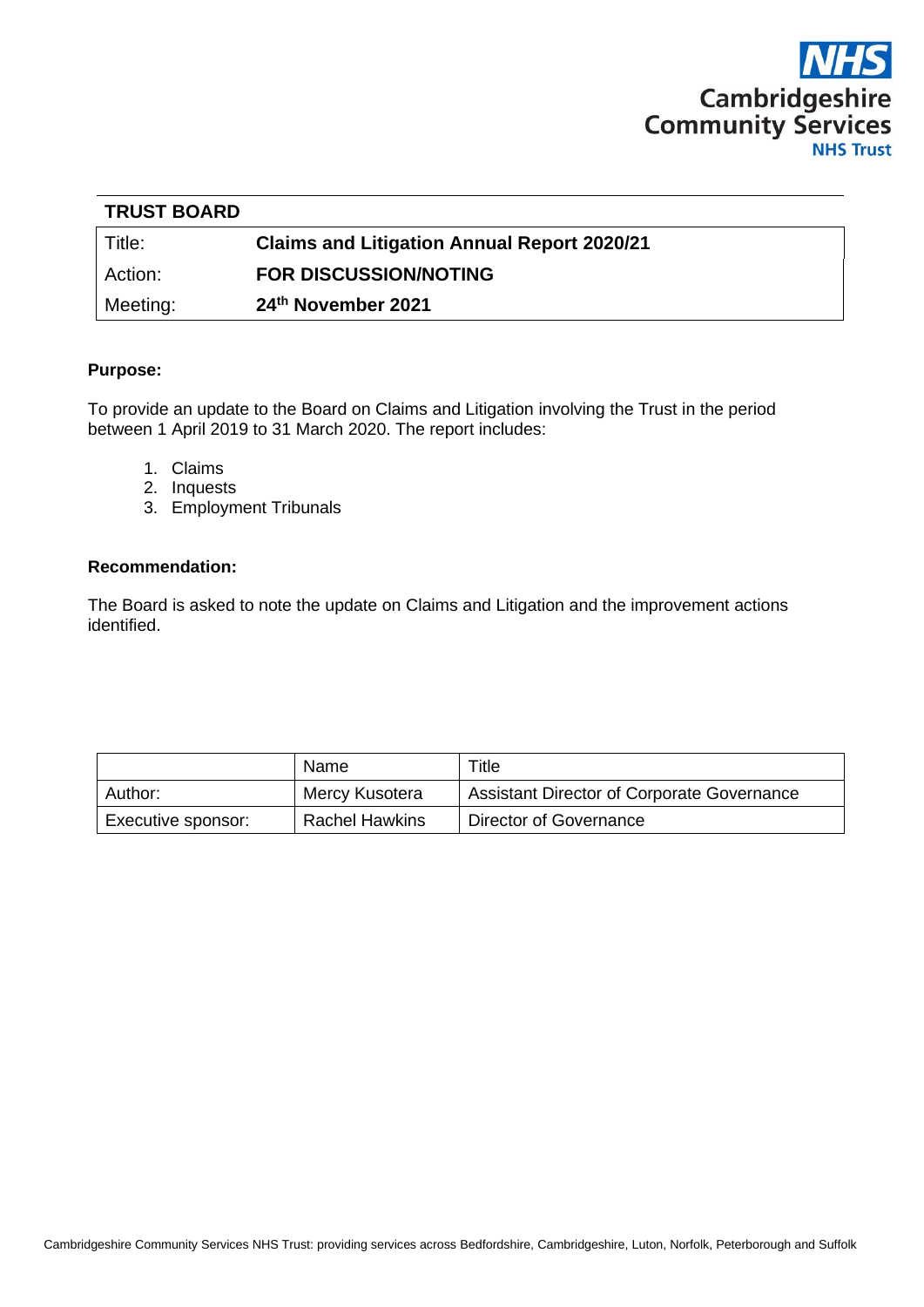Cambridgeshire Community Services NHS Trust

## TRUST BOARD

| | |
|---|---|
| Title: | **Claims and Litigation Annual Report 2020/21** |
| Action: | **FOR DISCUSSION/NOTING** |
| Meeting: | **24th November 2021** |

**Purpose:**

To provide an update to the Board on Claims and Litigation involving the Trust in the period between 1 April 2019 to 31 March 2020. The report includes:

1. Claims
2. Inquests
3. Employment Tribunals

**Recommendation:**

The Board is asked to note the update on Claims and Litigation and the improvement actions identified.

| | Name | Title |
|---|---|---|
| Author: | Mercy Kusotera | Assistant Director of Corporate Governance |
| Executive sponsor: | Rachel Hawkins | Director of Governance |

Cambridgeshire Community Services NHS Trust: providing services across Bedfordshire, Cambridgeshire, Luton, Norfolk, Peterborough and Suffolk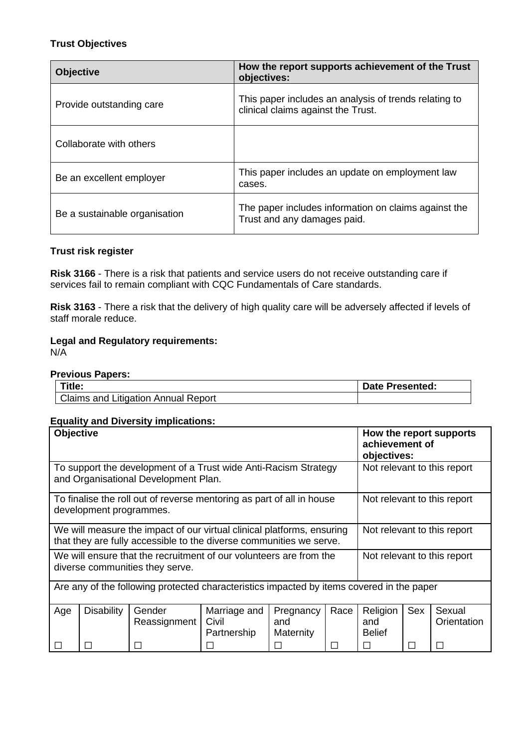**Trust Objectives**

| Objective | How the report supports achievement of the Trust objectives: |
|---|---|
| Provide outstanding care | This paper includes an analysis of trends relating to clinical claims against the Trust. |
| Collaborate with others | |
| Be an excellent employer | This paper includes an update on employment law cases. |
| Be a sustainable organisation | The paper includes information on claims against the Trust and any damages paid. |

**Trust risk register**

**Risk 3166** - There is a risk that patients and service users do not receive outstanding care if services fail to remain compliant with CQC Fundamentals of Care standards.

**Risk 3163** - There a risk that the delivery of high quality care will be adversely affected if levels of staff morale reduce.

**Legal and Regulatory requirements:**
N/A

**Previous Papers:**

| Title: | Date Presented: |
|---|---|
| Claims and Litigation Annual Report | |

**Equality and Diversity implications:**

| Objective | How the report supports achievement of objectives: |
|---|---|
| To support the development of a Trust wide Anti-Racism Strategy and Organisational Development Plan. | Not relevant to this report |
| To finalise the roll out of reverse mentoring as part of all in house development programmes. | Not relevant to this report |
| We will measure the impact of our virtual clinical platforms, ensuring that they are fully accessible to the diverse communities we serve. | Not relevant to this report |
| We will ensure that the recruitment of our volunteers are from the diverse communities they serve. | Not relevant to this report |

Are any of the following protected characteristics impacted by items covered in the paper

| Age | Disability | Gender Reassignment | Marriage and Civil Partnership | Pregnancy and Maternity | Race | Religion and Belief | Sex | Sexual Orientation |
|---|---|---|---|---|---|---|---|---|
| ☐ | ☐ | ☐ | ☐ | ☐ | ☐ | ☐ | ☐ | ☐ |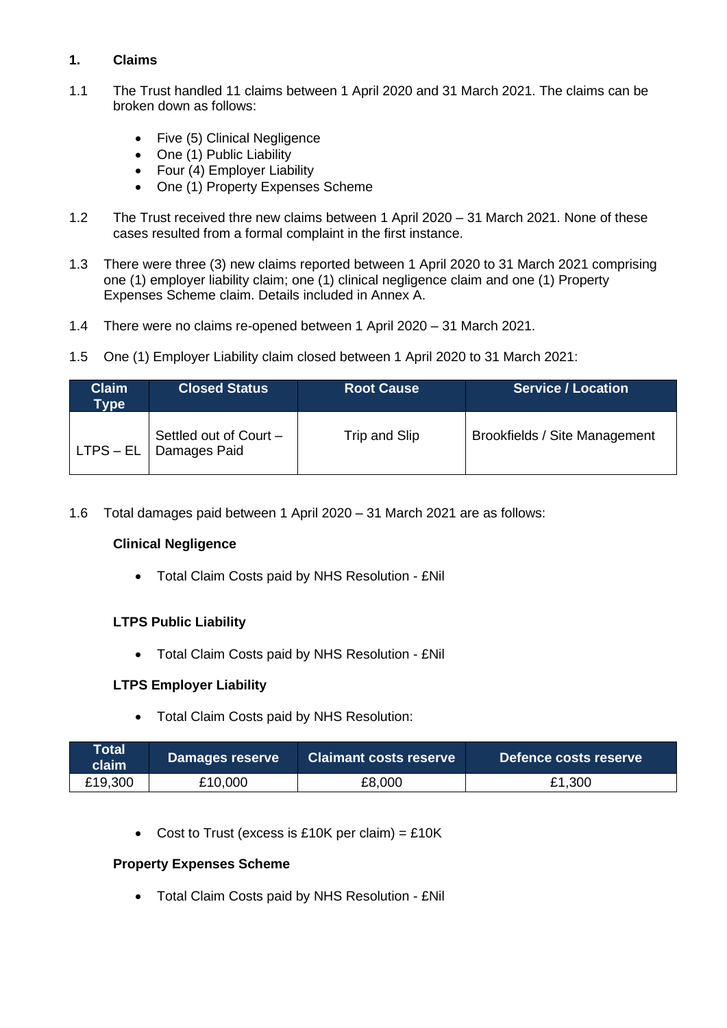## 1. Claims

1.1 The Trust handled 11 claims between 1 April 2020 and 31 March 2021. The claims can be broken down as follows:

- Five (5) Clinical Negligence
- One (1) Public Liability
- Four (4) Employer Liability
- One (1) Property Expenses Scheme

1.2 The Trust received thre new claims between 1 April 2020 – 31 March 2021. None of these cases resulted from a formal complaint in the first instance.

1.3 There were three (3) new claims reported between 1 April 2020 to 31 March 2021 comprising one (1) employer liability claim; one (1) clinical negligence claim and one (1) Property Expenses Scheme claim. Details included in Annex A.

1.4 There were no claims re-opened between 1 April 2020 – 31 March 2021.

1.5 One (1) Employer Liability claim closed between 1 April 2020 to 31 March 2021:

| Claim Type | Closed Status | Root Cause | Service / Location |
|---|---|---|---|
| LTPS – EL | Settled out of Court – Damages Paid | Trip and Slip | Brookfields / Site Management |

1.6 Total damages paid between 1 April 2020 – 31 March 2021 are as follows:

**Clinical Negligence**

- Total Claim Costs paid by NHS Resolution - £Nil

**LTPS Public Liability**

- Total Claim Costs paid by NHS Resolution - £Nil

**LTPS Employer Liability**

- Total Claim Costs paid by NHS Resolution:

| Total claim | Damages reserve | Claimant costs reserve | Defence costs reserve |
|---|---|---|---|
| £19,300 | £10,000 | £8,000 | £1,300 |

- Cost to Trust (excess is £10K per claim) = £10K

**Property Expenses Scheme**

- Total Claim Costs paid by NHS Resolution - £Nil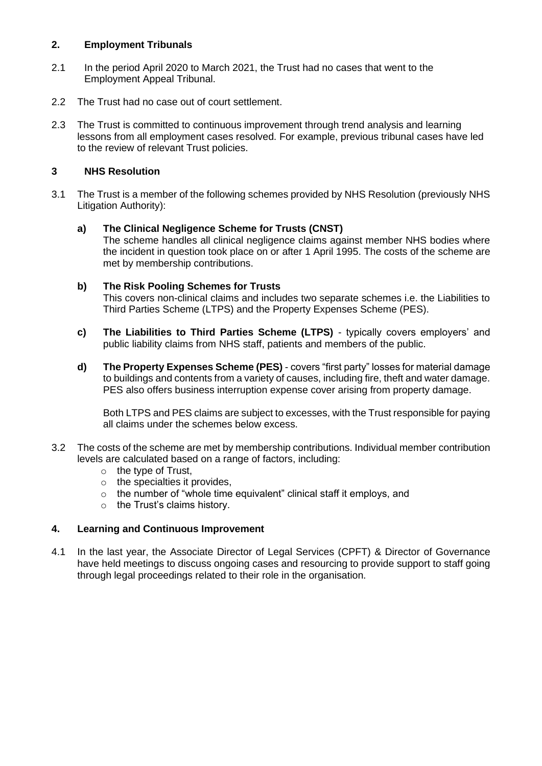## 2. Employment Tribunals

2.1 In the period April 2020 to March 2021, the Trust had no cases that went to the Employment Appeal Tribunal.

2.2 The Trust had no case out of court settlement.

2.3 The Trust is committed to continuous improvement through trend analysis and learning lessons from all employment cases resolved. For example, previous tribunal cases have led to the review of relevant Trust policies.

## 3 NHS Resolution

3.1 The Trust is a member of the following schemes provided by NHS Resolution (previously NHS Litigation Authority):

**a) The Clinical Negligence Scheme for Trusts (CNST)**
The scheme handles all clinical negligence claims against member NHS bodies where the incident in question took place on or after 1 April 1995. The costs of the scheme are met by membership contributions.

**b) The Risk Pooling Schemes for Trusts**
This covers non-clinical claims and includes two separate schemes i.e. the Liabilities to Third Parties Scheme (LTPS) and the Property Expenses Scheme (PES).

**c) The Liabilities to Third Parties Scheme (LTPS)** - typically covers employers' and public liability claims from NHS staff, patients and members of the public.

**d) The Property Expenses Scheme (PES)** - covers "first party" losses for material damage to buildings and contents from a variety of causes, including fire, theft and water damage. PES also offers business interruption expense cover arising from property damage.

Both LTPS and PES claims are subject to excesses, with the Trust responsible for paying all claims under the schemes below excess.

3.2 The costs of the scheme are met by membership contributions. Individual member contribution levels are calculated based on a range of factors, including:

- the type of Trust,
- the specialties it provides,
- the number of "whole time equivalent" clinical staff it employs, and
- the Trust's claims history.

## 4. Learning and Continuous Improvement

4.1 In the last year, the Associate Director of Legal Services (CPFT) & Director of Governance have held meetings to discuss ongoing cases and resourcing to provide support to staff going through legal proceedings related to their role in the organisation.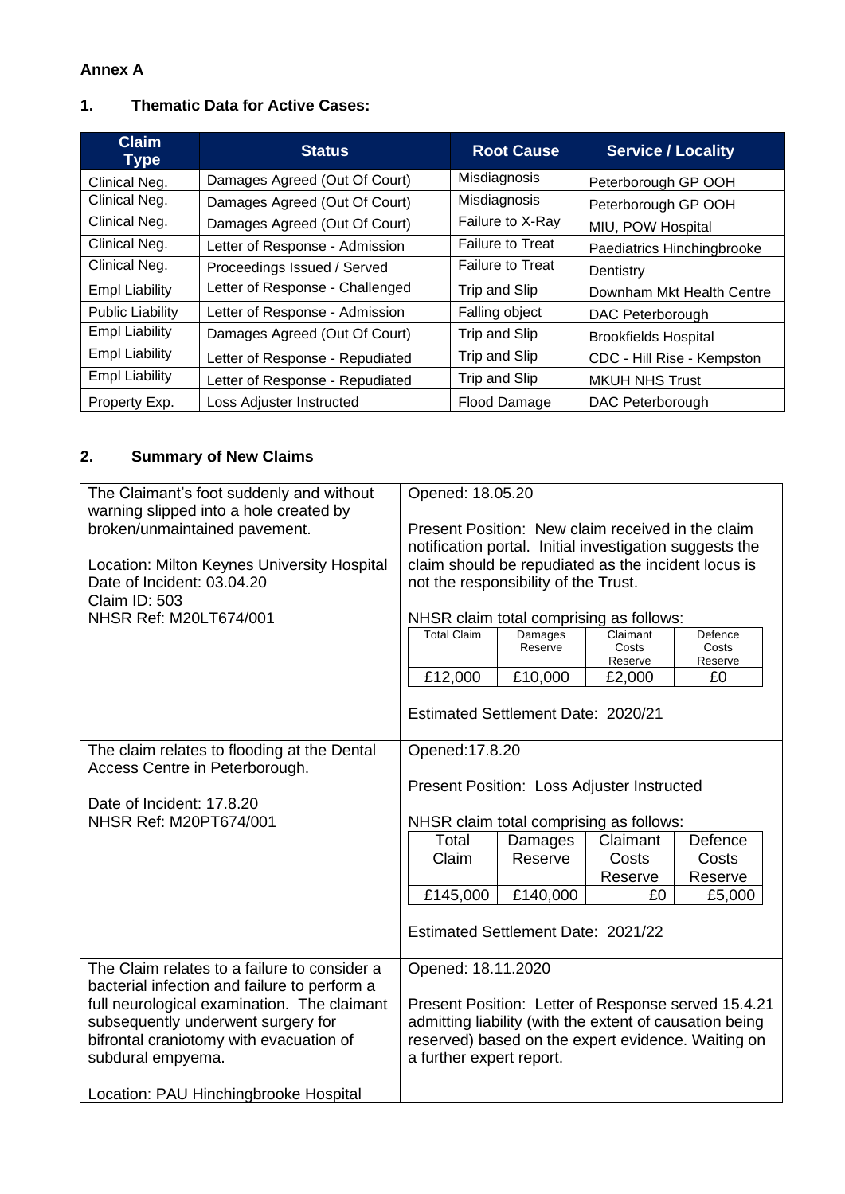**Annex A**

## 1. Thematic Data for Active Cases:

| Claim Type | Status | Root Cause | Service / Locality |
|---|---|---|---|
| Clinical Neg. | Damages Agreed (Out Of Court) | Misdiagnosis | Peterborough GP OOH |
| Clinical Neg. | Damages Agreed (Out Of Court) | Misdiagnosis | Peterborough GP OOH |
| Clinical Neg. | Damages Agreed (Out Of Court) | Failure to X-Ray | MIU, POW Hospital |
| Clinical Neg. | Letter of Response - Admission | Failure to Treat | Paediatrics Hinchingbrooke |
| Clinical Neg. | Proceedings Issued / Served | Failure to Treat | Dentistry |
| Empl Liability | Letter of Response - Challenged | Trip and Slip | Downham Mkt Health Centre |
| Public Liability | Letter of Response - Admission | Falling object | DAC Peterborough |
| Empl Liability | Damages Agreed (Out Of Court) | Trip and Slip | Brookfields Hospital |
| Empl Liability | Letter of Response - Repudiated | Trip and Slip | CDC - Hill Rise - Kempston |
| Empl Liability | Letter of Response - Repudiated | Trip and Slip | MKUH NHS Trust |
| Property Exp. | Loss Adjuster Instructed | Flood Damage | DAC Peterborough |

## 2. Summary of New Claims

| | |
|---|---|
| The Claimant's foot suddenly and without warning slipped into a hole created by broken/unmaintained pavement.<br><br>Location: Milton Keynes University Hospital<br>Date of Incident: 03.04.20<br>Claim ID: 503<br>NHSR Ref: M20LT674/001 | Opened: 18.05.20<br><br>Present Position: New claim received in the claim notification portal. Initial investigation suggests the claim should be repudiated as the incident locus is not the responsibility of the Trust.<br><br>NHSR claim total comprising as follows:<br>Total Claim: £12,000 / Damages Reserve: £10,000 / Claimant Costs Reserve: £2,000 / Defence Costs Reserve: £0<br><br>Estimated Settlement Date: 2020/21 |
| The claim relates to flooding at the Dental Access Centre in Peterborough.<br><br>Date of Incident: 17.8.20<br>NHSR Ref: M20PT674/001 | Opened:17.8.20<br><br>Present Position: Loss Adjuster Instructed<br><br>NHSR claim total comprising as follows:<br>Total Claim: £145,000 / Damages Reserve: £140,000 / Claimant Costs Reserve: £0 / Defence Costs Reserve: £5,000<br><br>Estimated Settlement Date: 2021/22 |
| The Claim relates to a failure to consider a bacterial infection and failure to perform a full neurological examination. The claimant subsequently underwent surgery for bifrontal craniotomy with evacuation of subdural empyema.<br><br>Location: PAU Hinchingbrooke Hospital | Opened: 18.11.2020<br><br>Present Position: Letter of Response served 15.4.21 admitting liability (with the extent of causation being reserved) based on the expert evidence. Waiting on a further expert report. |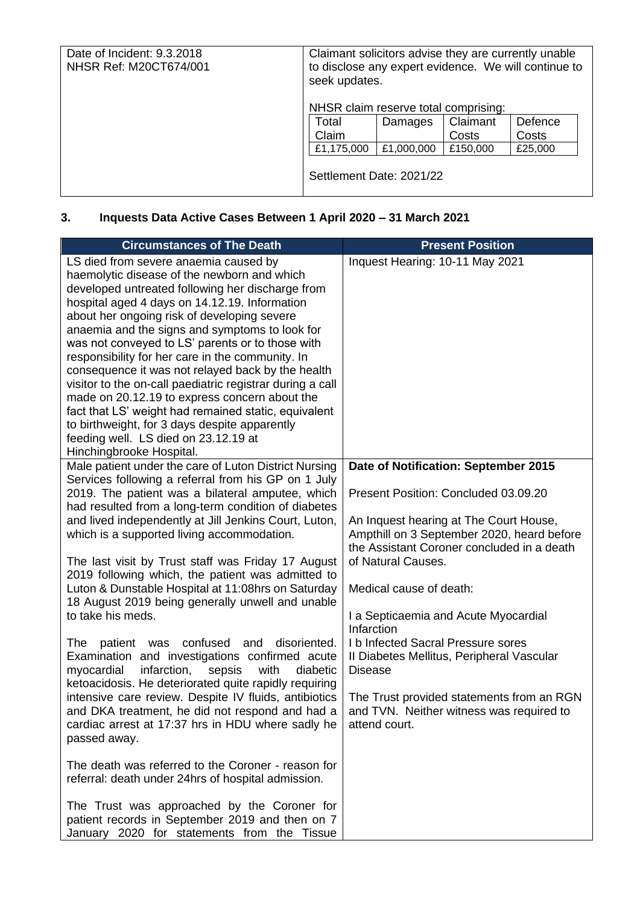| | |
|---|---|
| Date of Incident: 9.3.2018<br>NHSR Ref: M20CT674/001 | Claimant solicitors advise they are currently unable to disclose any expert evidence. We will continue to seek updates.<br><br>NHSR claim reserve total comprising:<br><br>Total Claim: £1,175,000<br>Damages: £1,000,000<br>Claimant Costs: £150,000<br>Defence Costs: £25,000<br><br>Settlement Date: 2021/22 |

## 3. Inquests Data Active Cases Between 1 April 2020 – 31 March 2021

| Circumstances of The Death | Present Position |
|---|---|
| LS died from severe anaemia caused by haemolytic disease of the newborn and which developed untreated following her discharge from hospital aged 4 days on 14.12.19. Information about her ongoing risk of developing severe anaemia and the signs and symptoms to look for was not conveyed to LS' parents or to those with responsibility for her care in the community. In consequence it was not relayed back by the health visitor to the on-call paediatric registrar during a call made on 20.12.19 to express concern about the fact that LS' weight had remained static, equivalent to birthweight, for 3 days despite apparently feeding well. LS died on 23.12.19 at Hinchingbrooke Hospital. | Inquest Hearing: 10-11 May 2021 |
| Male patient under the care of Luton District Nursing Services following a referral from his GP on 1 July 2019. The patient was a bilateral amputee, which had resulted from a long-term condition of diabetes and lived independently at Jill Jenkins Court, Luton, which is a supported living accommodation.<br><br>The last visit by Trust staff was Friday 17 August 2019 following which, the patient was admitted to Luton & Dunstable Hospital at 11:08hrs on Saturday 18 August 2019 being generally unwell and unable to take his meds.<br><br>The patient was confused and disoriented. Examination and investigations confirmed acute myocardial infarction, sepsis with diabetic ketoacidosis. He deteriorated quite rapidly requiring intensive care review. Despite IV fluids, antibiotics and DKA treatment, he did not respond and had a cardiac arrest at 17:37 hrs in HDU where sadly he passed away.<br><br>The death was referred to the Coroner - reason for referral: death under 24hrs of hospital admission.<br><br>The Trust was approached by the Coroner for patient records in September 2019 and then on 7 January 2020 for statements from the Tissue | **Date of Notification: September 2015**<br><br>Present Position: Concluded 03.09.20<br><br>An Inquest hearing at The Court House, Ampthill on 3 September 2020, heard before the Assistant Coroner concluded in a death of Natural Causes.<br><br>Medical cause of death:<br><br>I a Septicaemia and Acute Myocardial Infarction<br>I b Infected Sacral Pressure sores<br>II Diabetes Mellitus, Peripheral Vascular Disease<br><br>The Trust provided statements from an RGN and TVN. Neither witness was required to attend court. |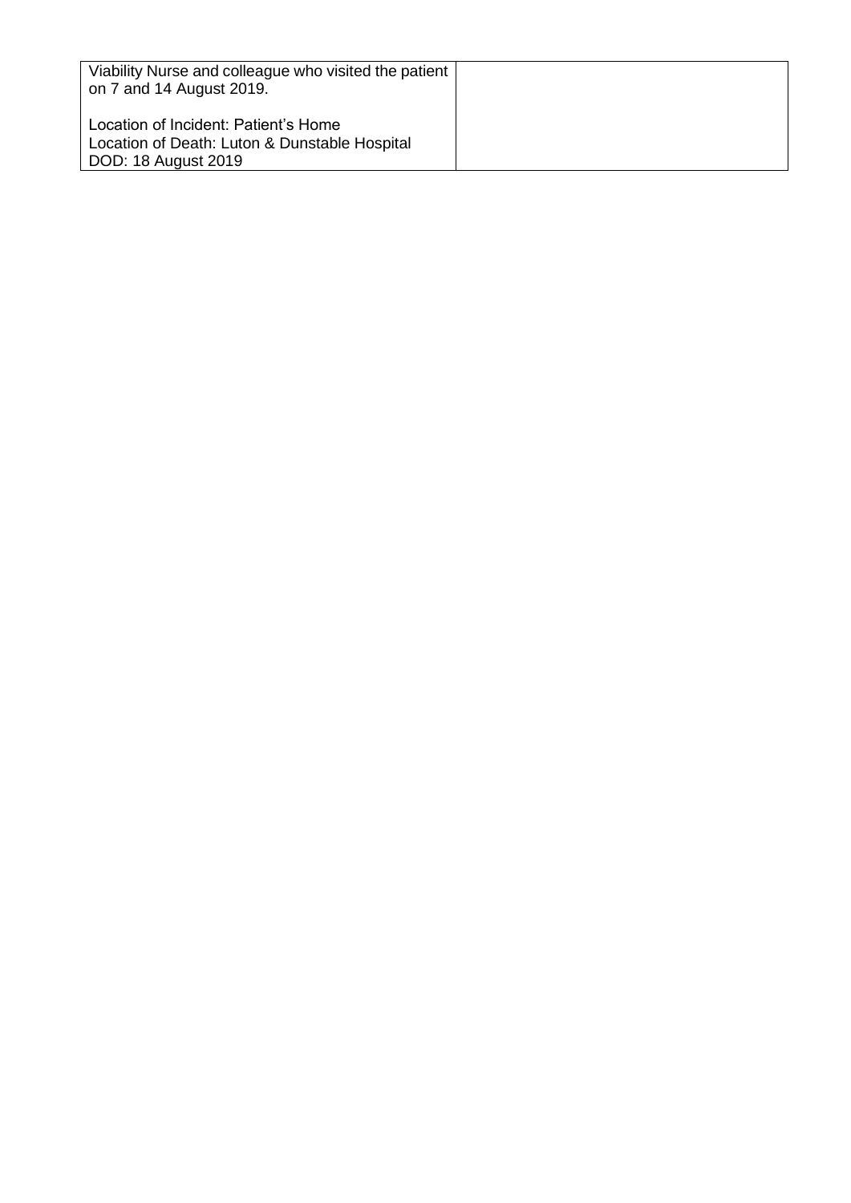| | |
|---|---|
| Viability Nurse and colleague who visited the patient on 7 and 14 August 2019.<br><br>Location of Incident: Patient's Home<br>Location of Death: Luton & Dunstable Hospital<br>DOD: 18 August 2019 | |